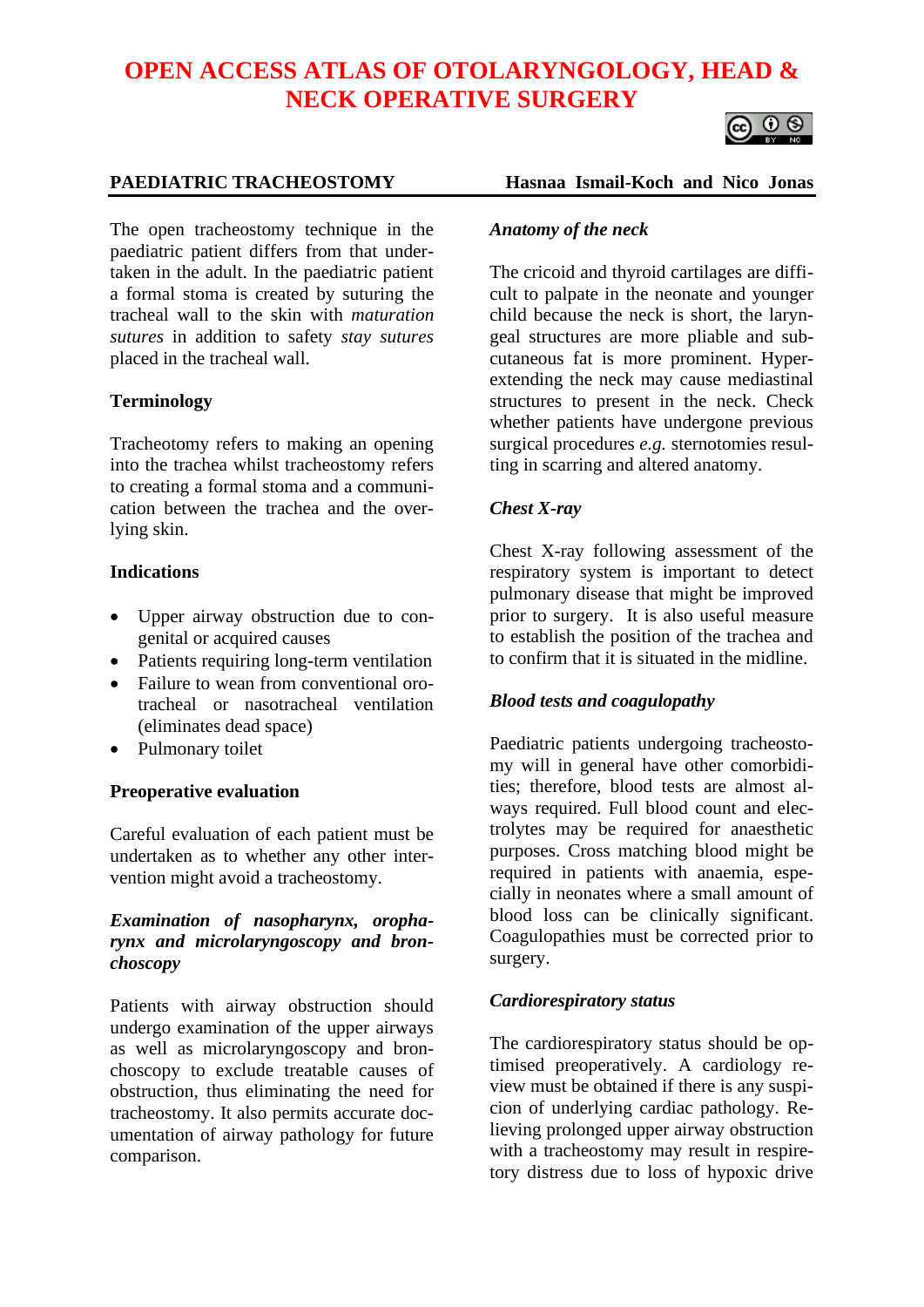# OPEN ACCESS ATLAS OF OTOLARYNGOLOGY, HEAD & NECK OPERATIVE SURGERY

## PAEDIATRIC TRACHEOSTOMY

**Hasnaa Ismail-Koch and Nico Jonas**

The open tracheostomy technique in the paediatric patient differs from that undertaken in the adult. In the paediatric patient a formal stoma is created by suturing the tracheal wall to the skin with *maturation sutures* in addition to safety *stay sutures* placed in the tracheal wall.

### Terminology

Tracheotomy refers to making an opening into the trachea whilst tracheostomy refers to creating a formal stoma and a communication between the trachea and the overlying skin.

### Indications

- Upper airway obstruction due to congenital or acquired causes
- Patients requiring long-term ventilation
- Failure to wean from conventional orotracheal or nasotracheal ventilation (eliminates dead space)
- Pulmonary toilet

### Preoperative evaluation

Careful evaluation of each patient must be undertaken as to whether any other intervention might avoid a tracheostomy.

#### *Examination of nasopharynx, oropharynx and microlaryngoscopy and bronchoscopy*

Patients with airway obstruction should undergo examination of the upper airways as well as microlaryngoscopy and bronchoscopy to exclude treatable causes of obstruction, thus eliminating the need for tracheostomy. It also permits accurate documentation of airway pathology for future comparison.

#### *Anatomy of the neck*

The cricoid and thyroid cartilages are difficult to palpate in the neonate and younger child because the neck is short, the laryngeal structures are more pliable and subcutaneous fat is more prominent. Hyperextending the neck may cause mediastinal structures to present in the neck. Check whether patients have undergone previous surgical procedures *e.g.* sternotomies resulting in scarring and altered anatomy.

#### *Chest X-ray*

Chest X-ray following assessment of the respiratory system is important to detect pulmonary disease that might be improved prior to surgery. It is also useful measure to establish the position of the trachea and to confirm that it is situated in the midline.

#### *Blood tests and coagulopathy*

Paediatric patients undergoing tracheostomy will in general have other comorbidities; therefore, blood tests are almost always required. Full blood count and electrolytes may be required for anaesthetic purposes. Cross matching blood might be required in patients with anaemia, especially in neonates where a small amount of blood loss can be clinically significant. Coagulopathies must be corrected prior to surgery.

#### *Cardiorespiratory status*

The cardiorespiratory status should be optimised preoperatively. A cardiology review must be obtained if there is any suspicion of underlying cardiac pathology. Relieving prolonged upper airway obstruction with a tracheostomy may result in respiratory distress due to loss of hypoxic drive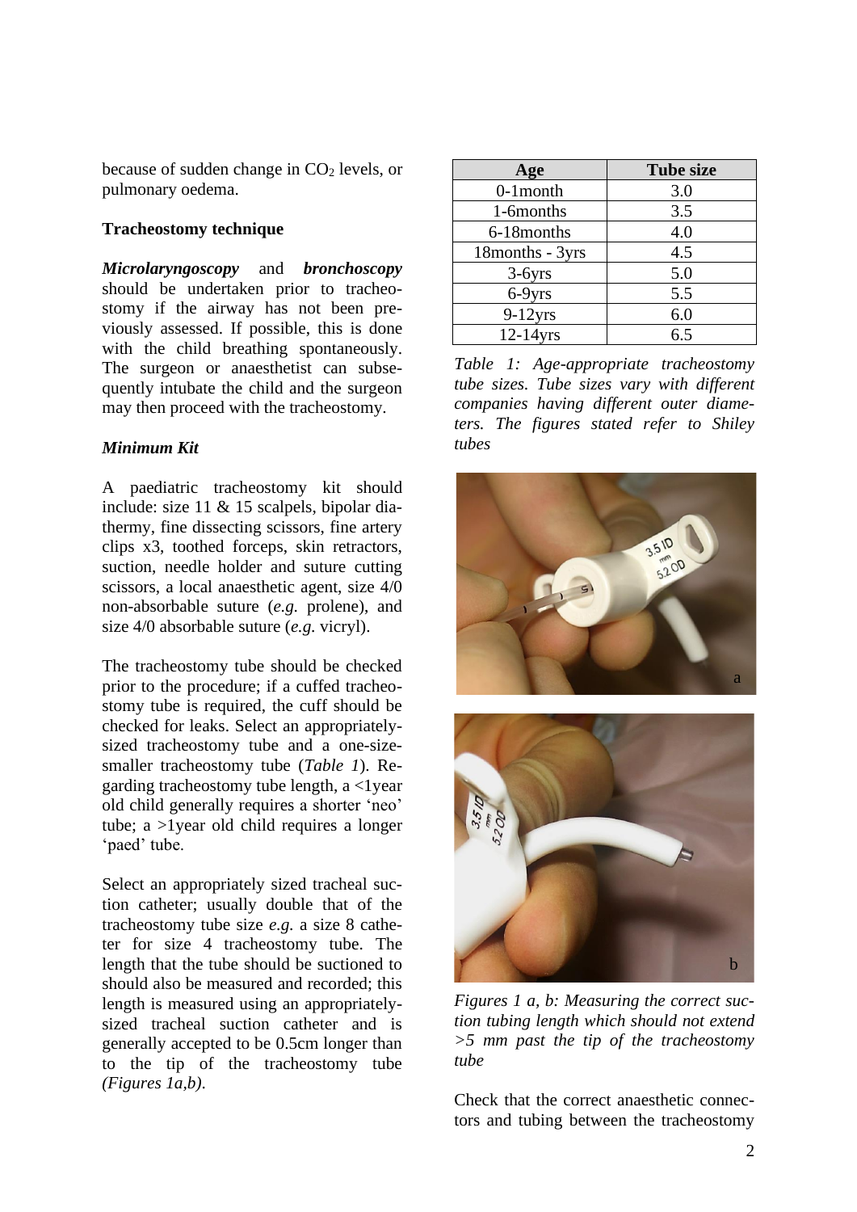because of sudden change in $CO_2$ levels, or pulmonary oedema.

**Tracheostomy technique**

***Microlaryngoscopy*** and ***bronchoscopy*** should be undertaken prior to tracheostomy if the airway has not been previously assessed. If possible, this is done with the child breathing spontaneously. The surgeon or anaesthetist can subsequently intubate the child and the surgeon may then proceed with the tracheostomy.

***Minimum Kit***

A paediatric tracheostomy kit should include: size 11 & 15 scalpels, bipolar diathermy, fine dissecting scissors, fine artery clips x3, toothed forceps, skin retractors, suction, needle holder and suture cutting scissors, a local anaesthetic agent, size 4/0 non-absorbable suture (*e.g.* prolene), and size 4/0 absorbable suture (*e.g.* vicryl).

The tracheostomy tube should be checked prior to the procedure; if a cuffed tracheostomy tube is required, the cuff should be checked for leaks. Select an appropriately-sized tracheostomy tube and a one-size-smaller tracheostomy tube (*Table 1*). Regarding tracheostomy tube length, a <1year old child generally requires a shorter 'neo' tube; a >1year old child requires a longer 'paed' tube.

Select an appropriately sized tracheal suction catheter; usually double that of the tracheostomy tube size *e.g.* a size 8 catheter for size 4 tracheostomy tube. The length that the tube should be suctioned to should also be measured and recorded; this length is measured using an appropriately-sized tracheal suction catheter and is generally accepted to be 0.5cm longer than to the tip of the tracheostomy tube *(Figures 1a,b).*

| Age | Tube size |
|---|---|
| 0-1month | 3.0 |
| 1-6months | 3.5 |
| 6-18months | 4.0 |
| 18months - 3yrs | 4.5 |
| 3-6yrs | 5.0 |
| 6-9yrs | 5.5 |
| 9-12yrs | 6.0 |
| 12-14yrs | 6.5 |

*Table 1: Age-appropriate tracheostomy tube sizes. Tube sizes vary with different companies having different outer diameters. The figures stated refer to Shiley tubes*

*Figures 1 a, b: Measuring the correct suction tubing length which should not extend >5 mm past the tip of the tracheostomy tube*

Check that the correct anaesthetic connectors and tubing between the tracheostomy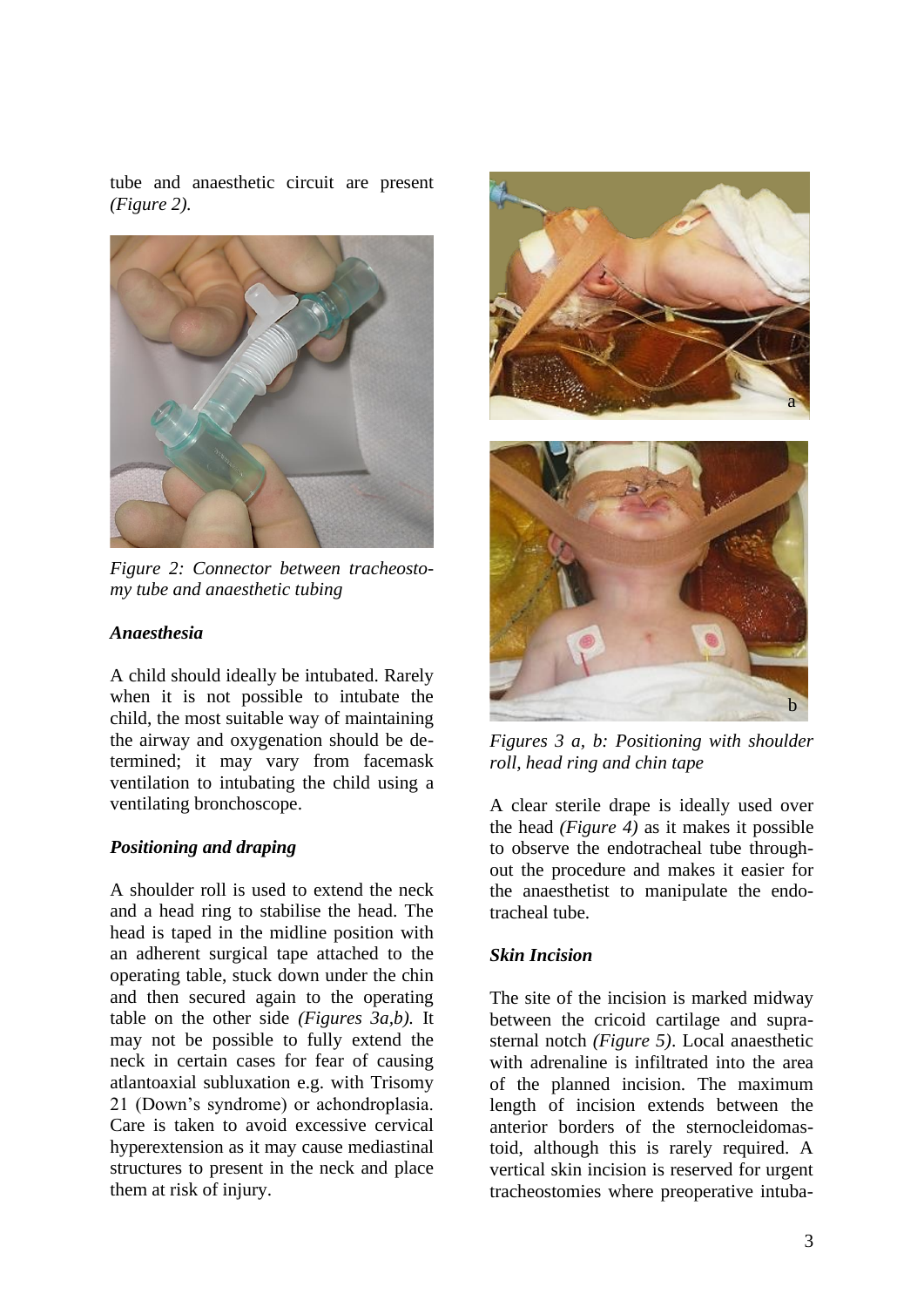tube and anaesthetic circuit are present *(Figure 2).*

*Figure 2: Connector between tracheostomy tube and anaesthetic tubing*

### *Anaesthesia*

A child should ideally be intubated. Rarely when it is not possible to intubate the child, the most suitable way of maintaining the airway and oxygenation should be determined; it may vary from facemask ventilation to intubating the child using a ventilating bronchoscope.

### *Positioning and draping*

A shoulder roll is used to extend the neck and a head ring to stabilise the head. The head is taped in the midline position with an adherent surgical tape attached to the operating table, stuck down under the chin and then secured again to the operating table on the other side *(Figures 3a,b).* It may not be possible to fully extend the neck in certain cases for fear of causing atlantoaxial subluxation e.g. with Trisomy 21 (Down's syndrome) or achondroplasia. Care is taken to avoid excessive cervical hyperextension as it may cause mediastinal structures to present in the neck and place them at risk of injury.

*Figures 3 a, b: Positioning with shoulder roll, head ring and chin tape*

A clear sterile drape is ideally used over the head *(Figure 4)* as it makes it possible to observe the endotracheal tube throughout the procedure and makes it easier for the anaesthetist to manipulate the endotracheal tube.

### *Skin Incision*

The site of the incision is marked midway between the cricoid cartilage and suprasternal notch *(Figure 5)*. Local anaesthetic with adrenaline is infiltrated into the area of the planned incision. The maximum length of incision extends between the anterior borders of the sternocleidomastoid, although this is rarely required. A vertical skin incision is reserved for urgent tracheostomies where preoperative intuba-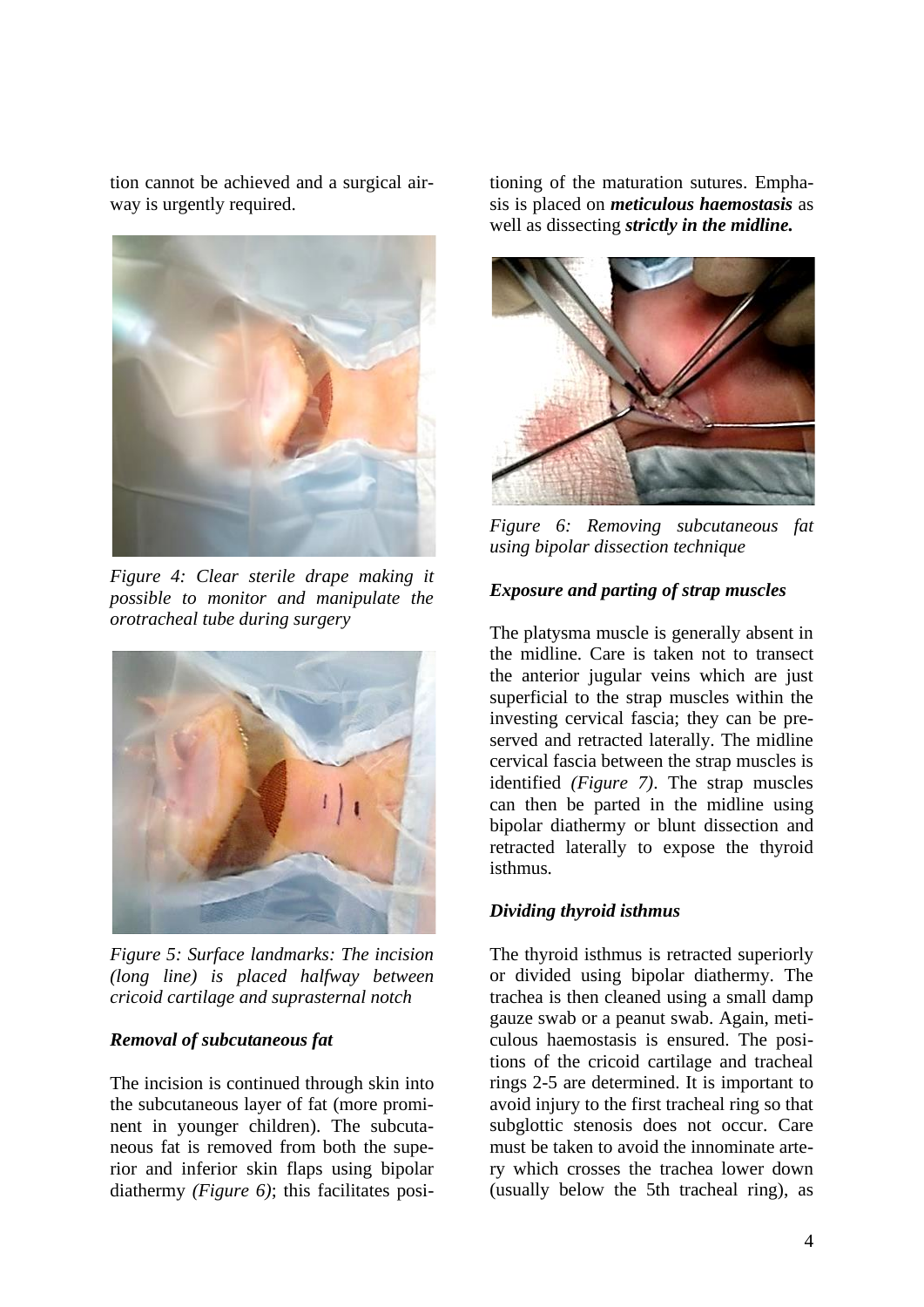tion cannot be achieved and a surgical airway is urgently required.

*Figure 4: Clear sterile drape making it possible to monitor and manipulate the orotracheal tube during surgery*

*Figure 5: Surface landmarks: The incision (long line) is placed halfway between cricoid cartilage and suprasternal notch*

### *Removal of subcutaneous fat*

The incision is continued through skin into the subcutaneous layer of fat (more prominent in younger children). The subcutaneous fat is removed from both the superior and inferior skin flaps using bipolar diathermy *(Figure 6)*; this facilitates positioning of the maturation sutures. Emphasis is placed on ***meticulous haemostasis*** as well as dissecting ***strictly in the midline.***

*Figure 6: Removing subcutaneous fat using bipolar dissection technique*

### *Exposure and parting of strap muscles*

The platysma muscle is generally absent in the midline. Care is taken not to transect the anterior jugular veins which are just superficial to the strap muscles within the investing cervical fascia; they can be preserved and retracted laterally. The midline cervical fascia between the strap muscles is identified *(Figure 7)*. The strap muscles can then be parted in the midline using bipolar diathermy or blunt dissection and retracted laterally to expose the thyroid isthmus.

### *Dividing thyroid isthmus*

The thyroid isthmus is retracted superiorly or divided using bipolar diathermy. The trachea is then cleaned using a small damp gauze swab or a peanut swab. Again, meticulous haemostasis is ensured. The positions of the cricoid cartilage and tracheal rings 2-5 are determined. It is important to avoid injury to the first tracheal ring so that subglottic stenosis does not occur. Care must be taken to avoid the innominate artery which crosses the trachea lower down (usually below the 5th tracheal ring), as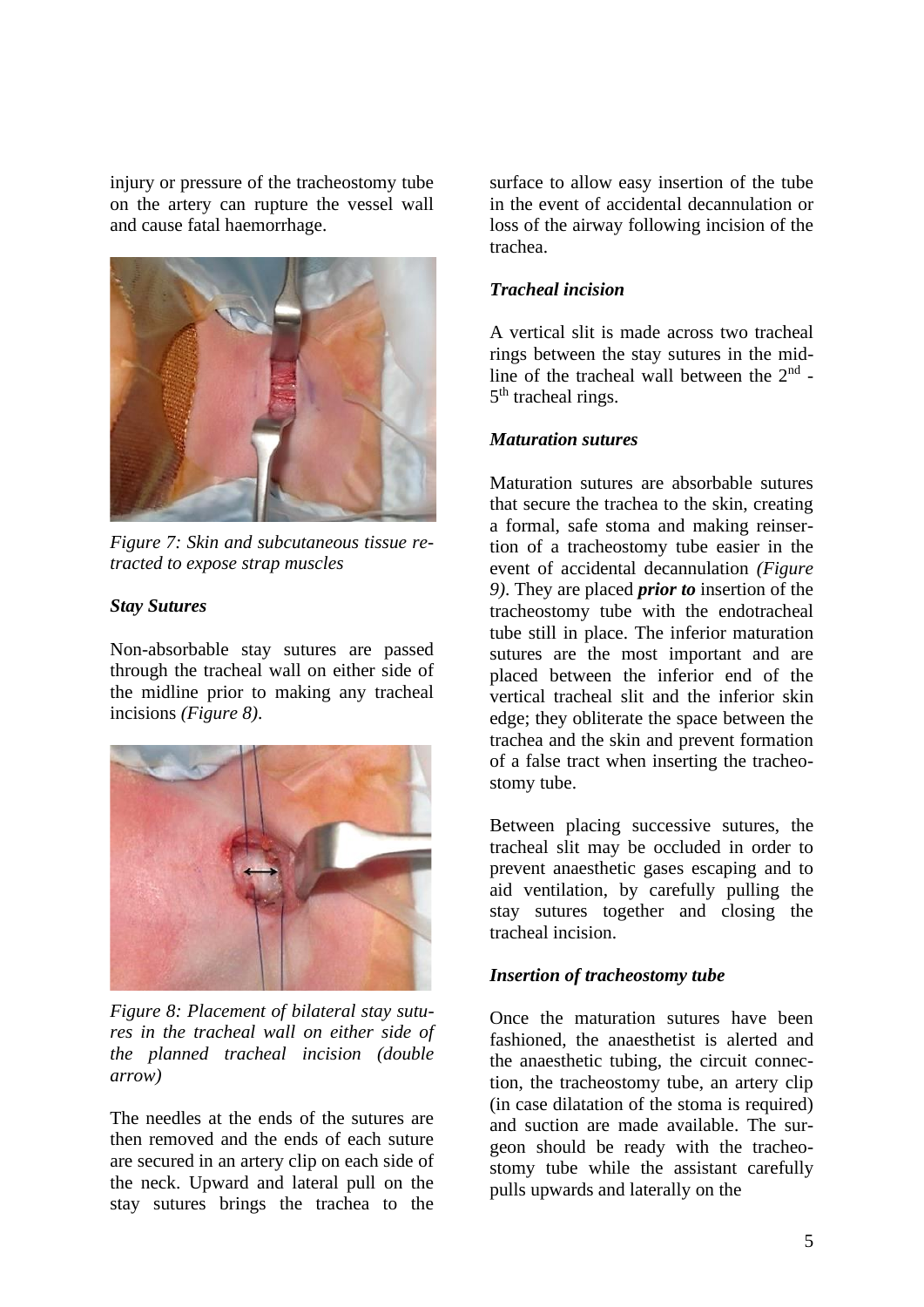injury or pressure of the tracheostomy tube on the artery can rupture the vessel wall and cause fatal haemorrhage.

*Figure 7: Skin and subcutaneous tissue retracted to expose strap muscles*

### *Stay Sutures*

Non-absorbable stay sutures are passed through the tracheal wall on either side of the midline prior to making any tracheal incisions *(Figure 8)*.

*Figure 8: Placement of bilateral stay sutures in the tracheal wall on either side of the planned tracheal incision (double arrow)*

The needles at the ends of the sutures are then removed and the ends of each suture are secured in an artery clip on each side of the neck. Upward and lateral pull on the stay sutures brings the trachea to the surface to allow easy insertion of the tube in the event of accidental decannulation or loss of the airway following incision of the trachea.

### *Tracheal incision*

A vertical slit is made across two tracheal rings between the stay sutures in the midline of the tracheal wall between the 2nd - 5th tracheal rings.

### *Maturation sutures*

Maturation sutures are absorbable sutures that secure the trachea to the skin, creating a formal, safe stoma and making reinsertion of a tracheostomy tube easier in the event of accidental decannulation *(Figure 9)*. They are placed ***prior to*** insertion of the tracheostomy tube with the endotracheal tube still in place. The inferior maturation sutures are the most important and are placed between the inferior end of the vertical tracheal slit and the inferior skin edge; they obliterate the space between the trachea and the skin and prevent formation of a false tract when inserting the tracheostomy tube.

Between placing successive sutures, the tracheal slit may be occluded in order to prevent anaesthetic gases escaping and to aid ventilation, by carefully pulling the stay sutures together and closing the tracheal incision.

### *Insertion of tracheostomy tube*

Once the maturation sutures have been fashioned, the anaesthetist is alerted and the anaesthetic tubing, the circuit connection, the tracheostomy tube, an artery clip (in case dilatation of the stoma is required) and suction are made available. The surgeon should be ready with the tracheostomy tube while the assistant carefully pulls upwards and laterally on the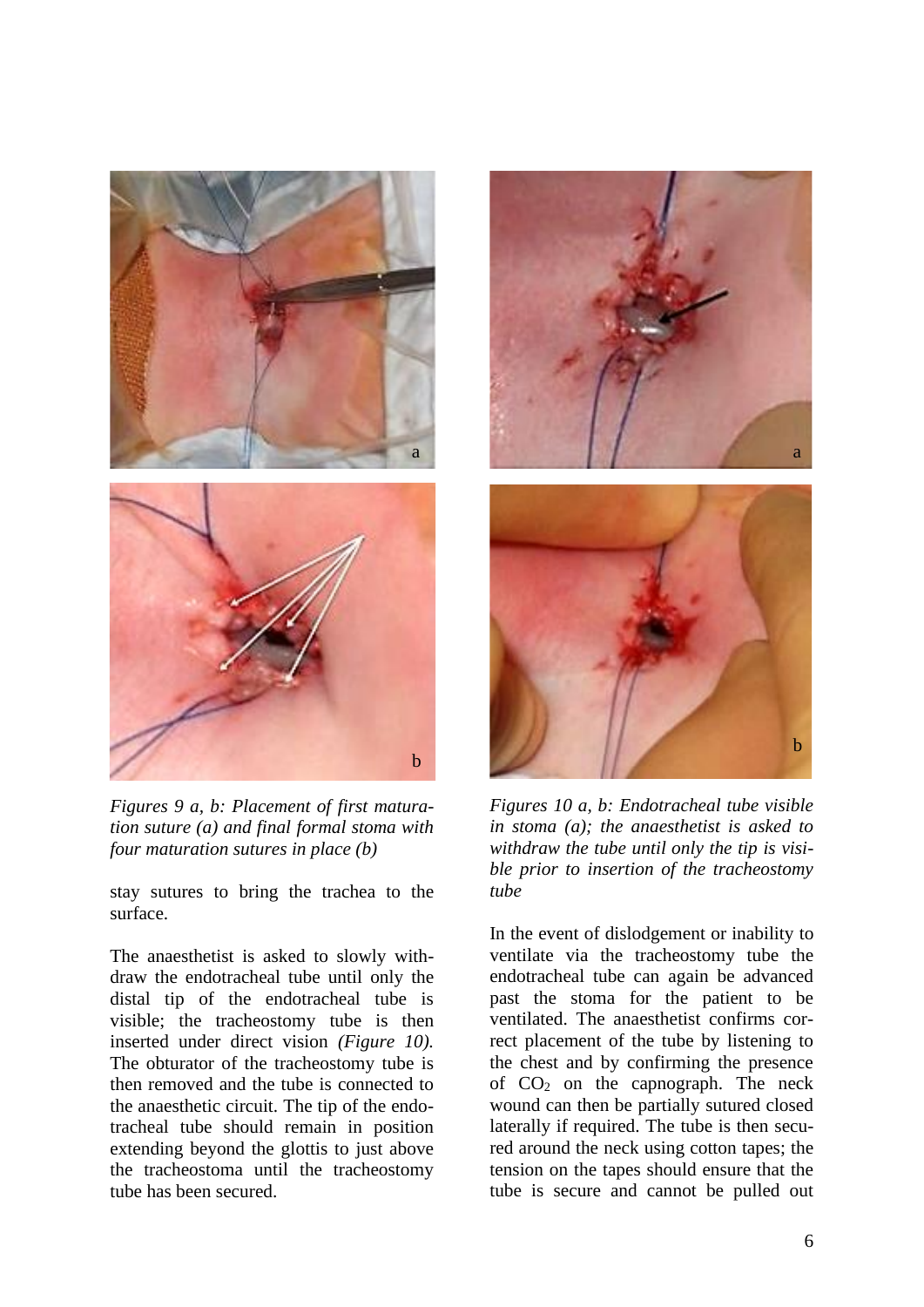*Figures 9 a, b: Placement of first maturation suture (a) and final formal stoma with four maturation sutures in place (b)*

*Figures 10 a, b: Endotracheal tube visible in stoma (a); the anaesthetist is asked to withdraw the tube until only the tip is visible prior to insertion of the tracheostomy tube*

stay sutures to bring the trachea to the surface.

The anaesthetist is asked to slowly withdraw the endotracheal tube until only the distal tip of the endotracheal tube is visible; the tracheostomy tube is then inserted under direct vision *(Figure 10).* The obturator of the tracheostomy tube is then removed and the tube is connected to the anaesthetic circuit. The tip of the endotracheal tube should remain in position extending beyond the glottis to just above the tracheostoma until the tracheostomy tube has been secured.

In the event of dislodgement or inability to ventilate via the tracheostomy tube the endotracheal tube can again be advanced past the stoma for the patient to be ventilated. The anaesthetist confirms correct placement of the tube by listening to the chest and by confirming the presence of $CO_2$ on the capnograph. The neck wound can then be partially sutured closed laterally if required. The tube is then secured around the neck using cotton tapes; the tension on the tapes should ensure that the tube is secure and cannot be pulled out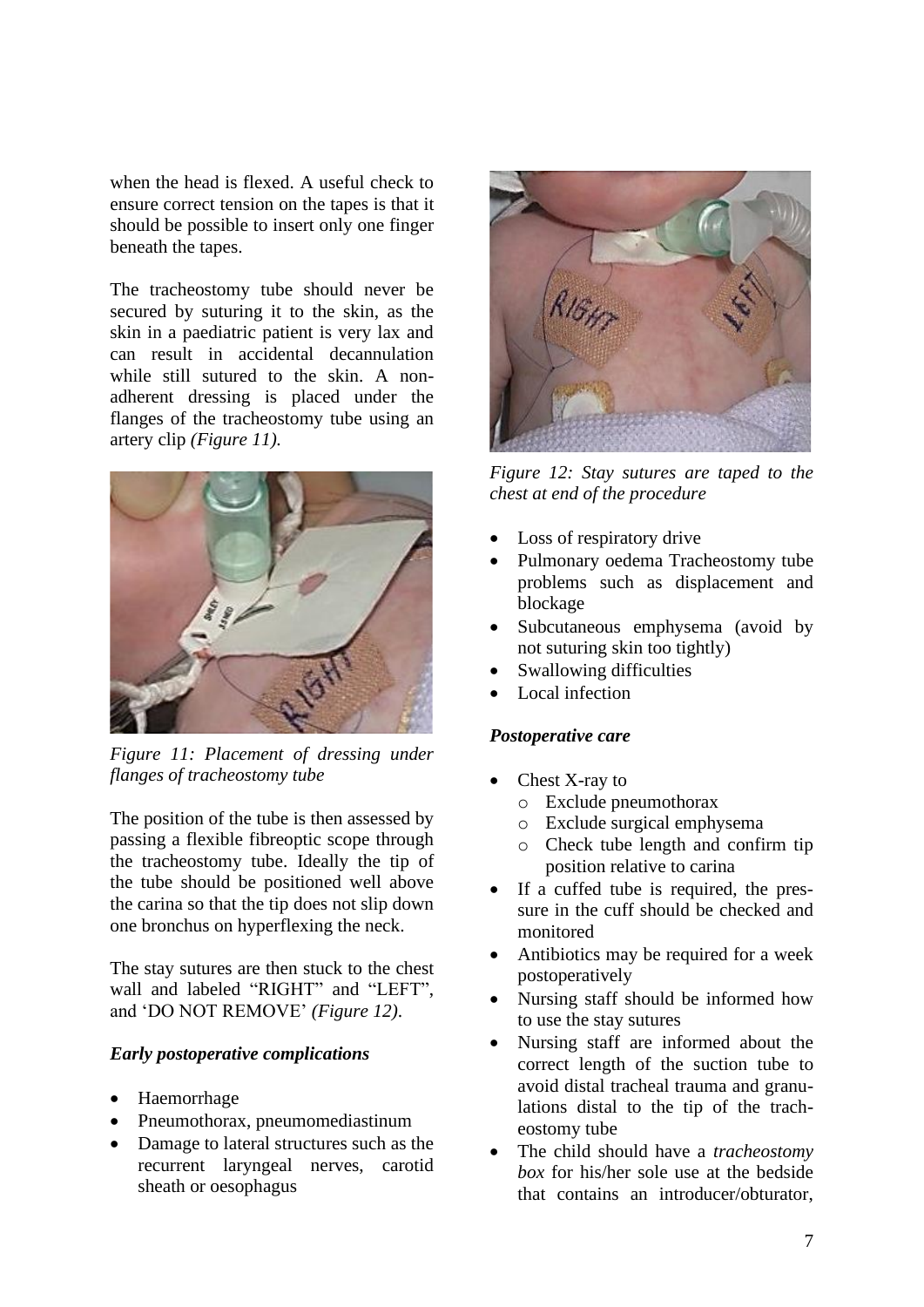when the head is flexed. A useful check to ensure correct tension on the tapes is that it should be possible to insert only one finger beneath the tapes.

The tracheostomy tube should never be secured by suturing it to the skin, as the skin in a paediatric patient is very lax and can result in accidental decannulation while still sutured to the skin. A non-adherent dressing is placed under the flanges of the tracheostomy tube using an artery clip *(Figure 11)*.

*Figure 11: Placement of dressing under flanges of tracheostomy tube*

The position of the tube is then assessed by passing a flexible fibreoptic scope through the tracheostomy tube. Ideally the tip of the tube should be positioned well above the carina so that the tip does not slip down one bronchus on hyperflexing the neck.

The stay sutures are then stuck to the chest wall and labeled "RIGHT" and "LEFT", and 'DO NOT REMOVE' *(Figure 12)*.

*Figure 12: Stay sutures are taped to the chest at end of the procedure*

### *Early postoperative complications*

- Haemorrhage
- Pneumothorax, pneumomediastinum
- Damage to lateral structures such as the recurrent laryngeal nerves, carotid sheath or oesophagus
- Loss of respiratory drive
- Pulmonary oedema Tracheostomy tube problems such as displacement and blockage
- Subcutaneous emphysema (avoid by not suturing skin too tightly)
- Swallowing difficulties
- Local infection

### *Postoperative care*

- Chest X-ray to
  - Exclude pneumothorax
  - Exclude surgical emphysema
  - Check tube length and confirm tip position relative to carina
- If a cuffed tube is required, the pressure in the cuff should be checked and monitored
- Antibiotics may be required for a week postoperatively
- Nursing staff should be informed how to use the stay sutures
- Nursing staff are informed about the correct length of the suction tube to avoid distal tracheal trauma and granulations distal to the tip of the tracheostomy tube
- The child should have a *tracheostomy box* for his/her sole use at the bedside that contains an introducer/obturator,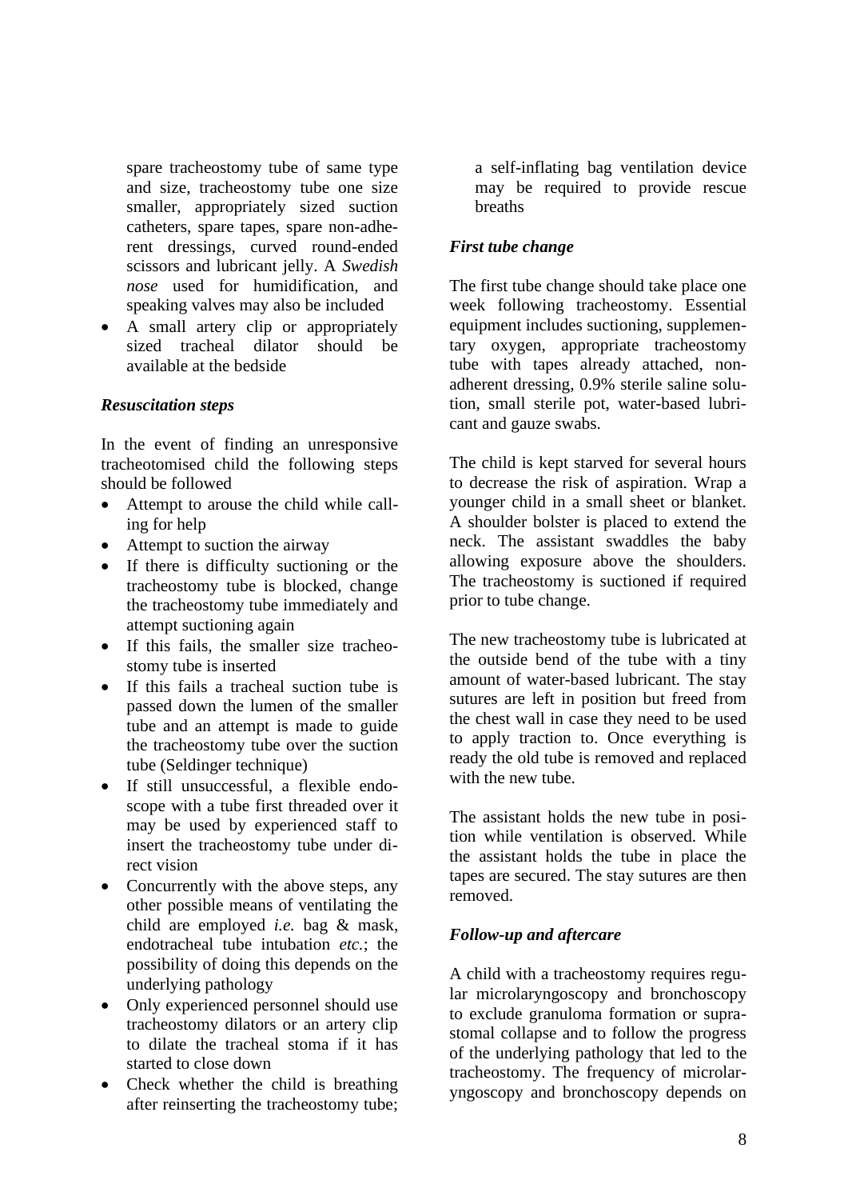spare tracheostomy tube of same type and size, tracheostomy tube one size smaller, appropriately sized suction catheters, spare tapes, spare non-adherent dressings, curved round-ended scissors and lubricant jelly. A *Swedish nose* used for humidification, and speaking valves may also be included

- A small artery clip or appropriately sized tracheal dilator should be available at the bedside

### *Resuscitation steps*

In the event of finding an unresponsive tracheotomised child the following steps should be followed

- Attempt to arouse the child while calling for help
- Attempt to suction the airway
- If there is difficulty suctioning or the tracheostomy tube is blocked, change the tracheostomy tube immediately and attempt suctioning again
- If this fails, the smaller size tracheostomy tube is inserted
- If this fails a tracheal suction tube is passed down the lumen of the smaller tube and an attempt is made to guide the tracheostomy tube over the suction tube (Seldinger technique)
- If still unsuccessful, a flexible endoscope with a tube first threaded over it may be used by experienced staff to insert the tracheostomy tube under direct vision
- Concurrently with the above steps, any other possible means of ventilating the child are employed *i.e.* bag & mask, endotracheal tube intubation *etc.*; the possibility of doing this depends on the underlying pathology
- Only experienced personnel should use tracheostomy dilators or an artery clip to dilate the tracheal stoma if it has started to close down
- Check whether the child is breathing after reinserting the tracheostomy tube; a self-inflating bag ventilation device may be required to provide rescue breaths

### *First tube change*

The first tube change should take place one week following tracheostomy. Essential equipment includes suctioning, supplementary oxygen, appropriate tracheostomy tube with tapes already attached, non-adherent dressing, 0.9% sterile saline solution, small sterile pot, water-based lubricant and gauze swabs.

The child is kept starved for several hours to decrease the risk of aspiration. Wrap a younger child in a small sheet or blanket. A shoulder bolster is placed to extend the neck. The assistant swaddles the baby allowing exposure above the shoulders. The tracheostomy is suctioned if required prior to tube change.

The new tracheostomy tube is lubricated at the outside bend of the tube with a tiny amount of water-based lubricant. The stay sutures are left in position but freed from the chest wall in case they need to be used to apply traction to. Once everything is ready the old tube is removed and replaced with the new tube.

The assistant holds the new tube in position while ventilation is observed. While the assistant holds the tube in place the tapes are secured. The stay sutures are then removed.

### *Follow-up and aftercare*

A child with a tracheostomy requires regular microlaryngoscopy and bronchoscopy to exclude granuloma formation or suprastomal collapse and to follow the progress of the underlying pathology that led to the tracheostomy. The frequency of microlaryngoscopy and bronchoscopy depends on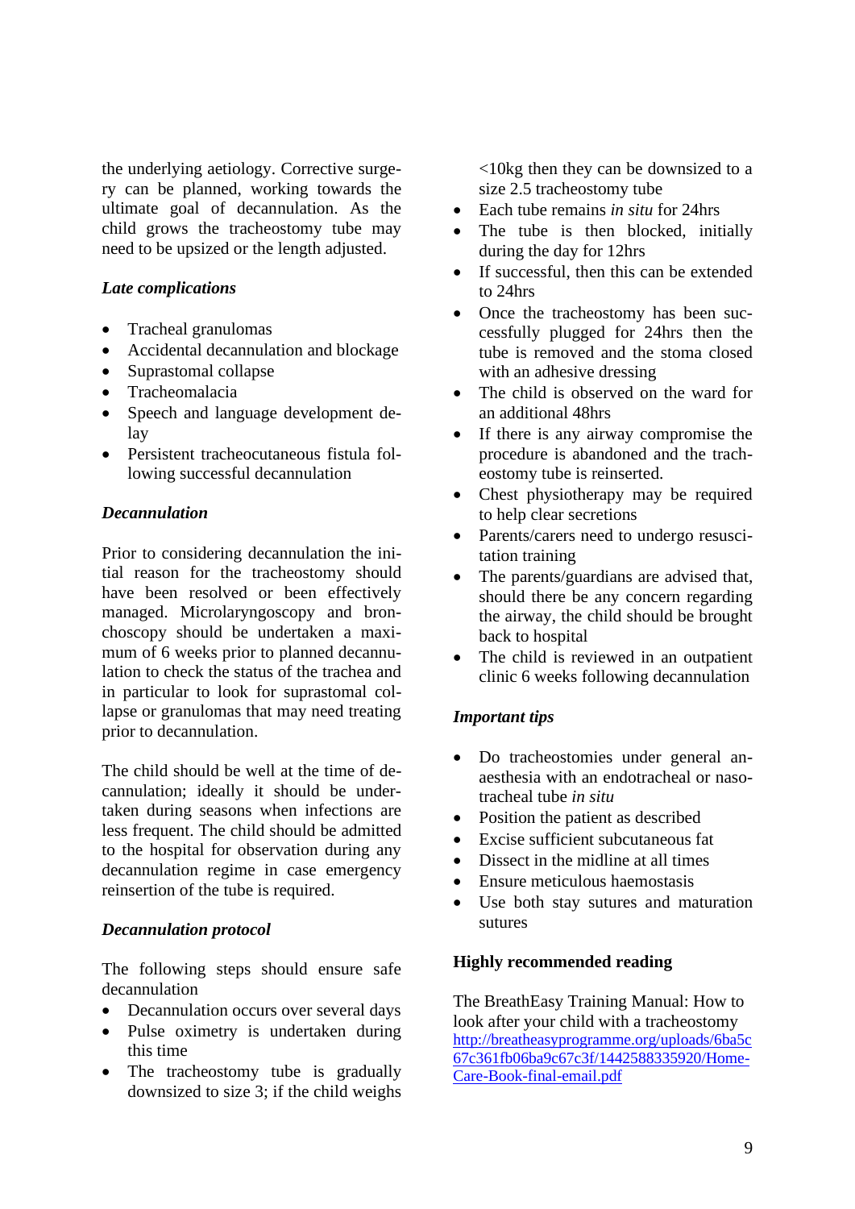the underlying aetiology. Corrective surgery can be planned, working towards the ultimate goal of decannulation. As the child grows the tracheostomy tube may need to be upsized or the length adjusted.

### *Late complications*

- Tracheal granulomas
- Accidental decannulation and blockage
- Suprastomal collapse
- Tracheomalacia
- Speech and language development delay
- Persistent tracheocutaneous fistula following successful decannulation

### *Decannulation*

Prior to considering decannulation the initial reason for the tracheostomy should have been resolved or been effectively managed. Microlaryngoscopy and bronchoscopy should be undertaken a maximum of 6 weeks prior to planned decannulation to check the status of the trachea and in particular to look for suprastomal collapse or granulomas that may need treating prior to decannulation.

The child should be well at the time of decannulation; ideally it should be undertaken during seasons when infections are less frequent. The child should be admitted to the hospital for observation during any decannulation regime in case emergency reinsertion of the tube is required.

### *Decannulation protocol*

The following steps should ensure safe decannulation

- Decannulation occurs over several days
- Pulse oximetry is undertaken during this time
- The tracheostomy tube is gradually downsized to size 3; if the child weighs <10kg then they can be downsized to a size 2.5 tracheostomy tube
- Each tube remains *in situ* for 24hrs
- The tube is then blocked, initially during the day for 12hrs
- If successful, then this can be extended to 24hrs
- Once the tracheostomy has been successfully plugged for 24hrs then the tube is removed and the stoma closed with an adhesive dressing
- The child is observed on the ward for an additional 48hrs
- If there is any airway compromise the procedure is abandoned and the tracheostomy tube is reinserted.
- Chest physiotherapy may be required to help clear secretions
- Parents/carers need to undergo resuscitation training
- The parents/guardians are advised that, should there be any concern regarding the airway, the child should be brought back to hospital
- The child is reviewed in an outpatient clinic 6 weeks following decannulation

### *Important tips*

- Do tracheostomies under general anaesthesia with an endotracheal or nasotracheal tube *in situ*
- Position the patient as described
- Excise sufficient subcutaneous fat
- Dissect in the midline at all times
- Ensure meticulous haemostasis
- Use both stay sutures and maturation sutures

### **Highly recommended reading**

The BreathEasy Training Manual: How to look after your child with a tracheostomy
[http://breatheasyprogramme.org/uploads/6ba5c67c361fb06ba9c67c3f/1442588335920/Home-Care-Book-final-email.pdf](http://breatheasyprogramme.org/uploads/6ba5c67c361fb06ba9c67c3f/1442588335920/Home-Care-Book-final-email.pdf)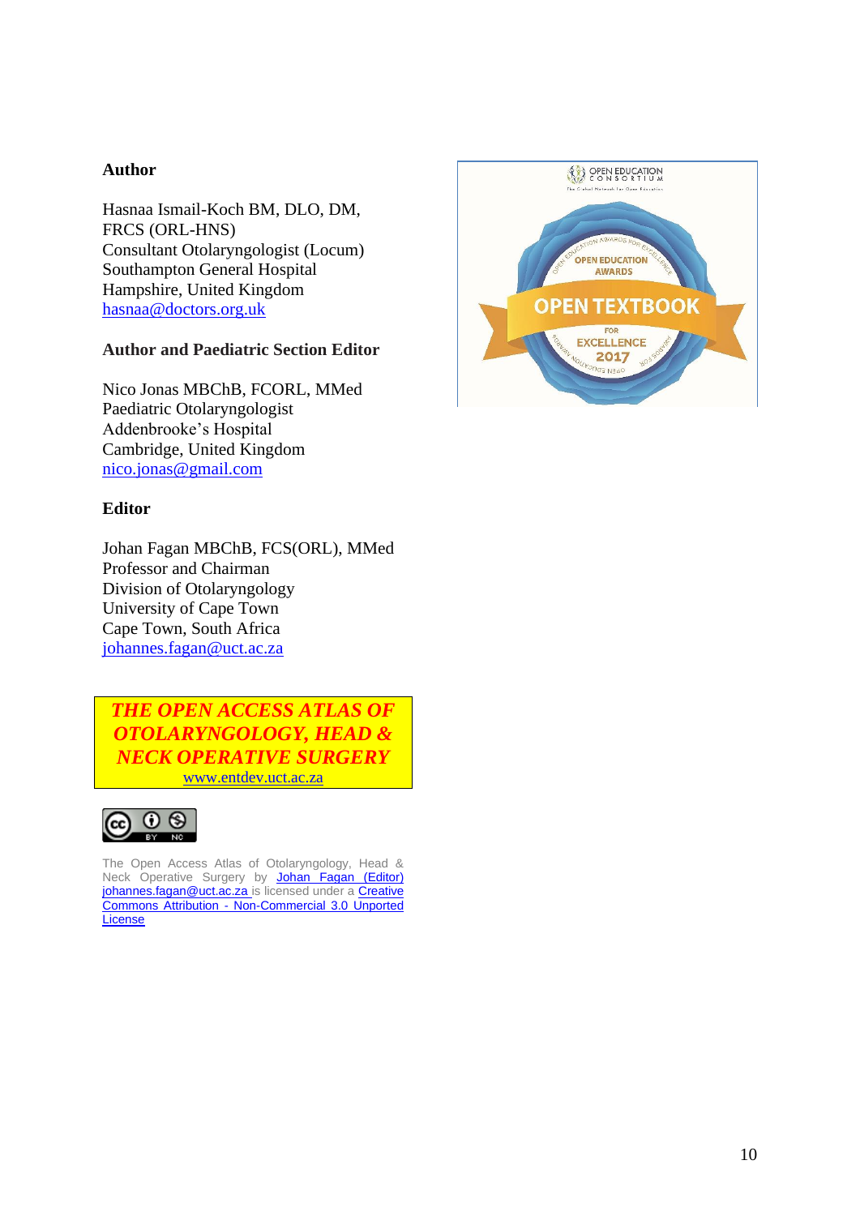**Author**

Hasnaa Ismail-Koch BM, DLO, DM, FRCS (ORL-HNS)
Consultant Otolaryngologist (Locum)
Southampton General Hospital
Hampshire, United Kingdom
hasnaa@doctors.org.uk

**Author and Paediatric Section Editor**

Nico Jonas MBChB, FCORL, MMed
Paediatric Otolaryngologist
Addenbrooke's Hospital
Cambridge, United Kingdom
nico.jonas@gmail.com

**Editor**

Johan Fagan MBChB, FCS(ORL), MMed
Professor and Chairman
Division of Otolaryngology
University of Cape Town
Cape Town, South Africa
johannes.fagan@uct.ac.za

***THE OPEN ACCESS ATLAS OF OTOLARYNGOLOGY, HEAD & NECK OPERATIVE SURGERY***
www.entdev.uct.ac.za

The Open Access Atlas of Otolaryngology, Head & Neck Operative Surgery by Johan Fagan (Editor) johannes.fagan@uct.ac.za is licensed under a Creative Commons Attribution - Non-Commercial 3.0 Unported License

OPEN EDUCATION CONSORTIUM
The Global Network for Open Education

OPEN EDUCATION AWARDS
OPEN TEXTBOOK
FOR EXCELLENCE 2017